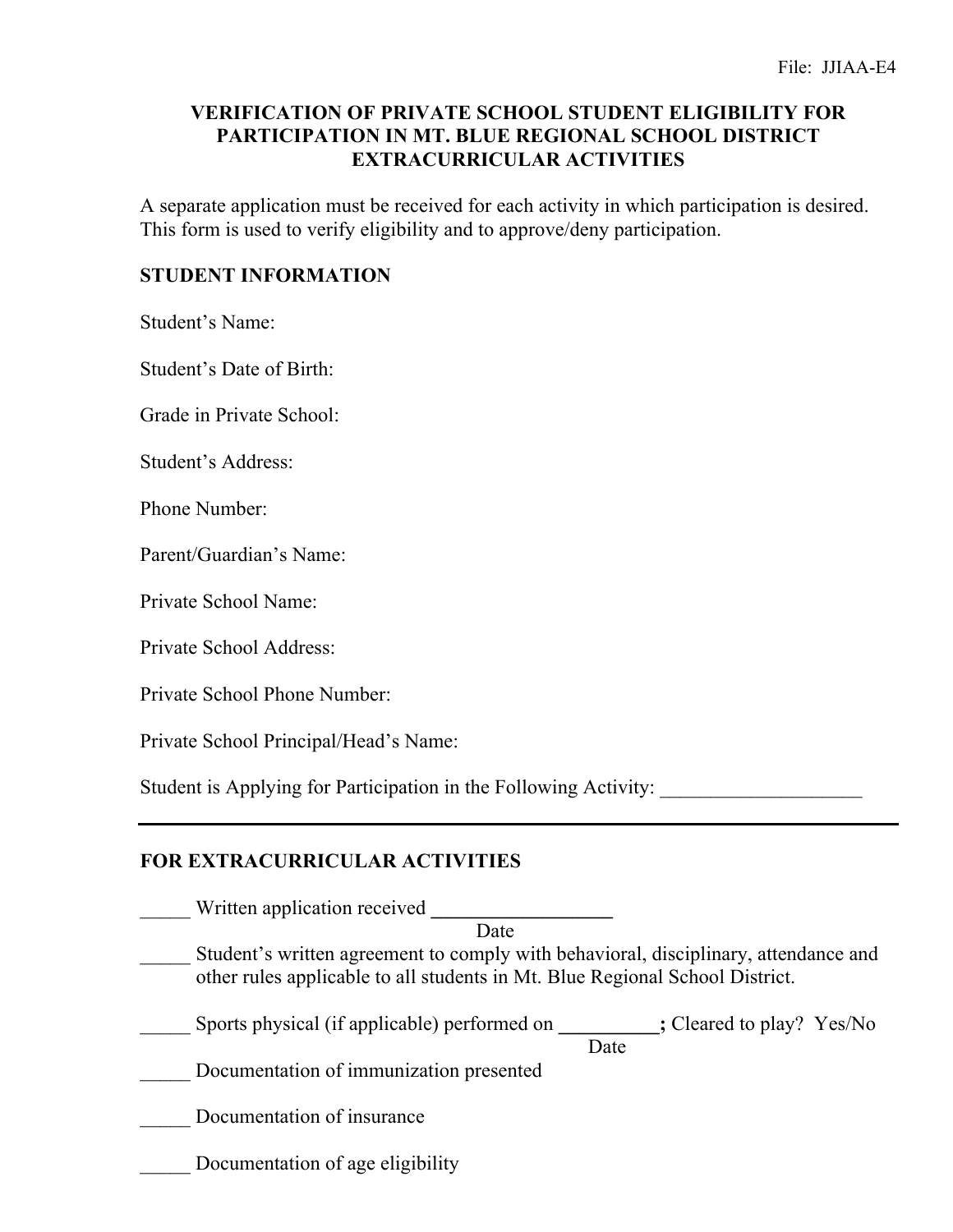File: JJIAA-E4

# VERIFICATION OF PRIVATE SCHOOL STUDENT ELIGIBILITY FOR PARTICIPATION IN MT. BLUE REGIONAL SCHOOL DISTRICT EXTRACURRICULAR ACTIVITIES

A separate application must be received for each activity in which participation is desired. This form is used to verify eligibility and to approve/deny participation.

## STUDENT INFORMATION

Student's Name:

Student's Date of Birth:

Grade in Private School:

Student's Address:

Phone Number:

Parent/Guardian's Name:

Private School Name:

Private School Address:

Private School Phone Number:

Private School Principal/Head's Name:

Student is Applying for Participation in the Following Activity: ____________________

---

## FOR EXTRACURRICULAR ACTIVITIES

_____ Written application received __________________
Date

_____ Student's written agreement to comply with behavioral, disciplinary, attendance and other rules applicable to all students in Mt. Blue Regional School District.

_____ Sports physical (if applicable) performed on __________; Cleared to play? Yes/No
Date

_____ Documentation of immunization presented

_____ Documentation of insurance

_____ Documentation of age eligibility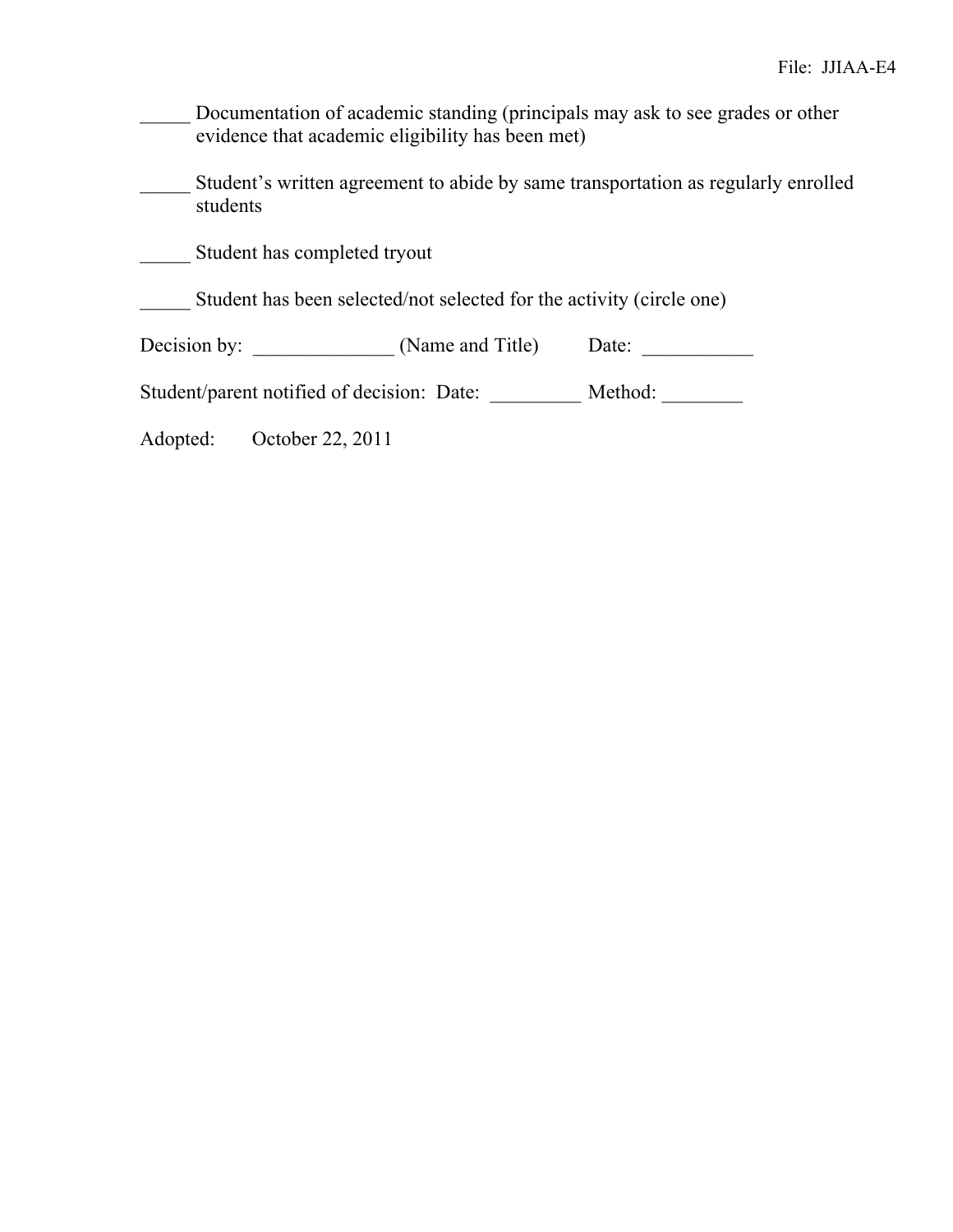_____ Documentation of academic standing (principals may ask to see grades or other evidence that academic eligibility has been met)

_____ Student's written agreement to abide by same transportation as regularly enrolled students

_____ Student has completed tryout

_____ Student has been selected/not selected for the activity (circle one)

Decision by: ______________ (Name and Title) Date: ___________

Student/parent notified of decision: Date: _________ Method: ________

Adopted: October 22, 2011